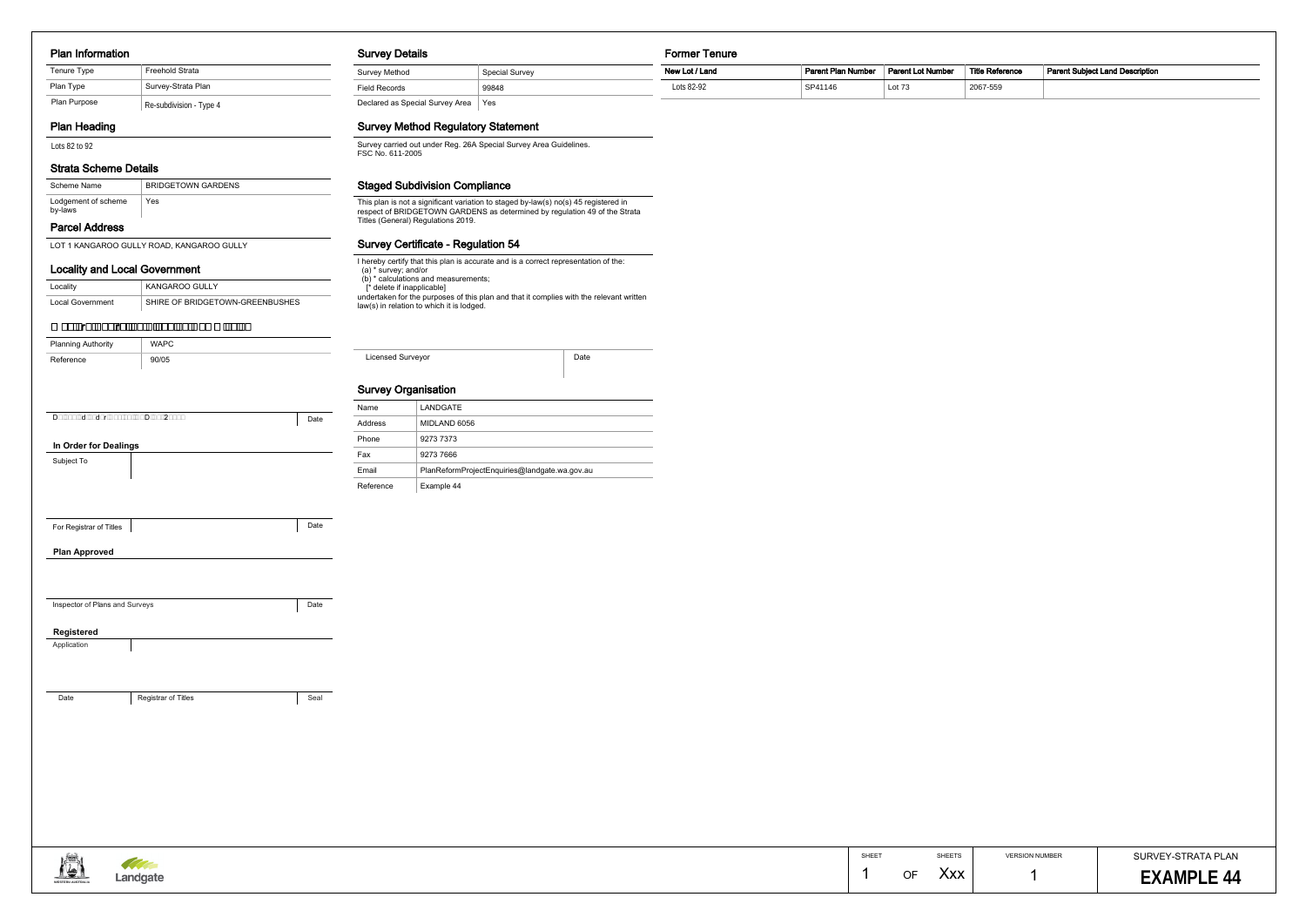## Plan Information

| Tenure Type | Freehold Strata |
|---|---|
| Plan Type | Survey-Strata Plan |
| Plan Purpose | Re-subdivision - Type 4 |

## Plan Heading

Lots 82 to 92

## Strata Scheme Details

| Scheme Name | BRIDGETOWN GARDENS |
|---|---|
| Lodgement of scheme by-laws | Yes |

## Parcel Address

LOT 1 KANGAROO GULLY ROAD, KANGAROO GULLY

## Locality and Local Government

| Locality | KANGAROO GULLY |
|---|---|
| Local Government | SHIRE OF BRIDGETOWN-GREENBUSHES |

## Planning Approval

| Planning Authority | WAPC |
|---|---|
| Reference | 90/05 |

| | Date |
|---|---|

### In Order for Dealings

| Subject To | |
|---|---|

| For Registrar of Titles | | Date |
|---|---|---|

### Plan Approved

| Inspector of Plans and Surveys | Date |
|---|---|

### Registered

| Application | |
|---|---|

| Date | Registrar of Titles | Seal |
|---|---|---|

## Survey Details

| Survey Method | Special Survey |
|---|---|
| Field Records | 99848 |
| Declared as Special Survey Area | Yes |

## Survey Method Regulatory Statement

Survey carried out under Reg. 26A Special Survey Area Guidelines.
FSC No. 611-2005

## Staged Subdivision Compliance

This plan is not a significant variation to staged by-law(s) no(s) 45 registered in respect of BRIDGETOWN GARDENS as determined by regulation 49 of the Strata Titles (General) Regulations 2019.

## Survey Certificate - Regulation 54

I hereby certify that this plan is accurate and is a correct representation of the:
(a) * survey; and/or
(b) * calculations and measurements;
[* delete if inapplicable]
undertaken for the purposes of this plan and that it complies with the relevant written law(s) in relation to which it is lodged.

| Licensed Surveyor | Date |
|---|---|

## Survey Organisation

| Name | LANDGATE |
|---|---|
| Address | MIDLAND 6056 |
| Phone | 9273 7373 |
| Fax | 9273 7666 |
| Email | PlanReformProjectEnquiries@landgate.wa.gov.au |
| Reference | Example 44 |

## Former Tenure

| New Lot / Land | Parent Plan Number | Parent Lot Number | Title Reference | Parent Subject Land Description |
|---|---|---|---|---|
| Lots 82-92 | SP41146 | Lot 73 | 2067-559 | |

| SHEET | | SHEETS | VERSION NUMBER | SURVEY-STRATA PLAN |
|---|---|---|---|---|
| 1 | OF | Xxx | 1 | **EXAMPLE 44** |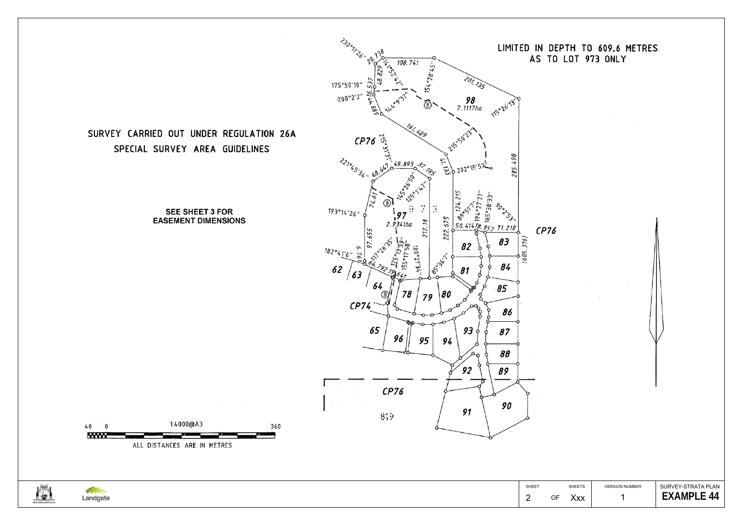LIMITED IN DEPTH TO 609.6 METRES
AS TO LOT 973 ONLY

SURVEY CARRIED OUT UNDER REGULATION 26A
SPECIAL SURVEY AREA GUIDELINES

**SEE SHEET 3 FOR EASEMENT DIMENSIONS**

230°11'26"
20.738
108.741
48.829
47°52'42"
154°28'45"
201.135
175°50'10"
16.537
208°2'2"
889.4
144°9'37"
8
98
7.1117ha
115°26'13"
161.489
CP76
215°31'31"
215°50'23"
221°45'34"
48.647
49.893
37.185
41.133
202°15'57"
285.498
145°26'50"
125°1'47"
74.61
8
124.215
89°51'7"
194°27'27"
165°38'33"
90°2'53"
193°14'26"
97
2.9341ha
212.18
222.675
50.414
78.957
71.218
CP76
97.655
82
83
182°41'6"
6.741
117°26'35"
125°13'59"
155°17'58"
180°21'34"
(605.316)
64.792
19.641
85°36'7"
81
84
62
63
64
8
78
79
80
85
CP74
86
65
96
95
94
93
87
88
92
89
CP76
91
90
819

40 0 1:4000@A3 360

ALL DISTANCES ARE IN METRES

| SHEET | | SHEETS | VERSION NUMBER | SURVEY-STRATA PLAN |
|---|---|---|---|---|
| 2 | OF | Xxx | 1 | **EXAMPLE 44** |

Landgate